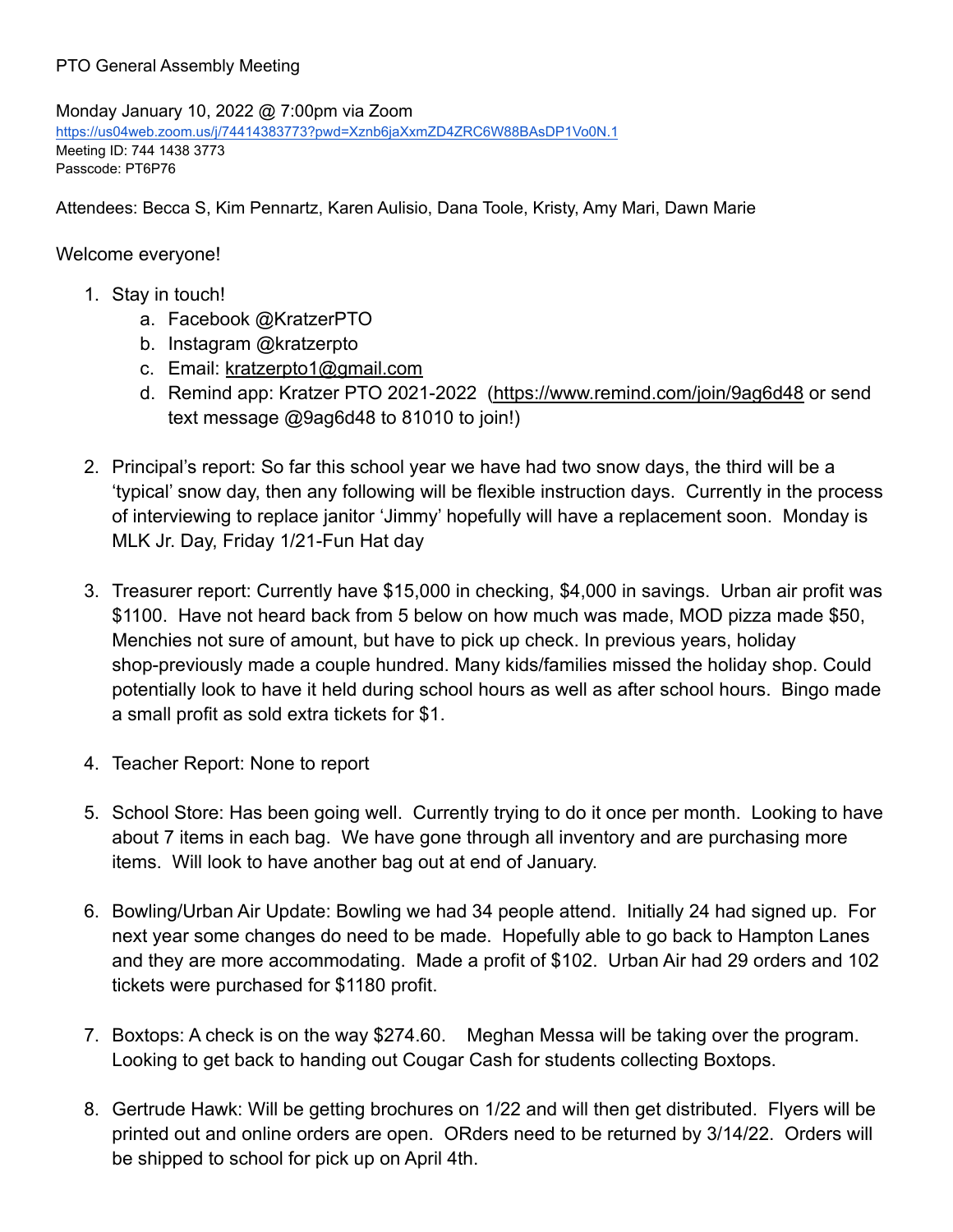PTO General Assembly Meeting

Monday January 10, 2022 @ 7:00pm via Zoom
https://us04web.zoom.us/j/74414383773?pwd=Xznb6jaXxmZD4ZRC6W88BAsDP1Vo0N.1
Meeting ID: 744 1438 3773
Passcode: PT6P76

Attendees: Becca S, Kim Pennartz, Karen Aulisio, Dana Toole, Kristy, Amy Mari, Dawn Marie

Welcome everyone!

1. Stay in touch!
   a. Facebook @KratzerPTO
   b. Instagram @kratzerpto
   c. Email: kratzerpto1@gmail.com
   d. Remind app: Kratzer PTO 2021-2022 (https://www.remind.com/join/9ag6d48 or send text message @9ag6d48 to 81010 to join!)

2. Principal's report: So far this school year we have had two snow days, the third will be a 'typical' snow day, then any following will be flexible instruction days. Currently in the process of interviewing to replace janitor 'Jimmy' hopefully will have a replacement soon. Monday is MLK Jr. Day, Friday 1/21-Fun Hat day

3. Treasurer report: Currently have $15,000 in checking, $4,000 in savings. Urban air profit was $1100. Have not heard back from 5 below on how much was made, MOD pizza made $50, Menchies not sure of amount, but have to pick up check. In previous years, holiday shop-previously made a couple hundred. Many kids/families missed the holiday shop. Could potentially look to have it held during school hours as well as after school hours. Bingo made a small profit as sold extra tickets for $1.

4. Teacher Report: None to report

5. School Store: Has been going well. Currently trying to do it once per month. Looking to have about 7 items in each bag. We have gone through all inventory and are purchasing more items. Will look to have another bag out at end of January.

6. Bowling/Urban Air Update: Bowling we had 34 people attend. Initially 24 had signed up. For next year some changes do need to be made. Hopefully able to go back to Hampton Lanes and they are more accommodating. Made a profit of $102. Urban Air had 29 orders and 102 tickets were purchased for $1180 profit.

7. Boxtops: A check is on the way $274.60. Meghan Messa will be taking over the program. Looking to get back to handing out Cougar Cash for students collecting Boxtops.

8. Gertrude Hawk: Will be getting brochures on 1/22 and will then get distributed. Flyers will be printed out and online orders are open. ORders need to be returned by 3/14/22. Orders will be shipped to school for pick up on April 4th.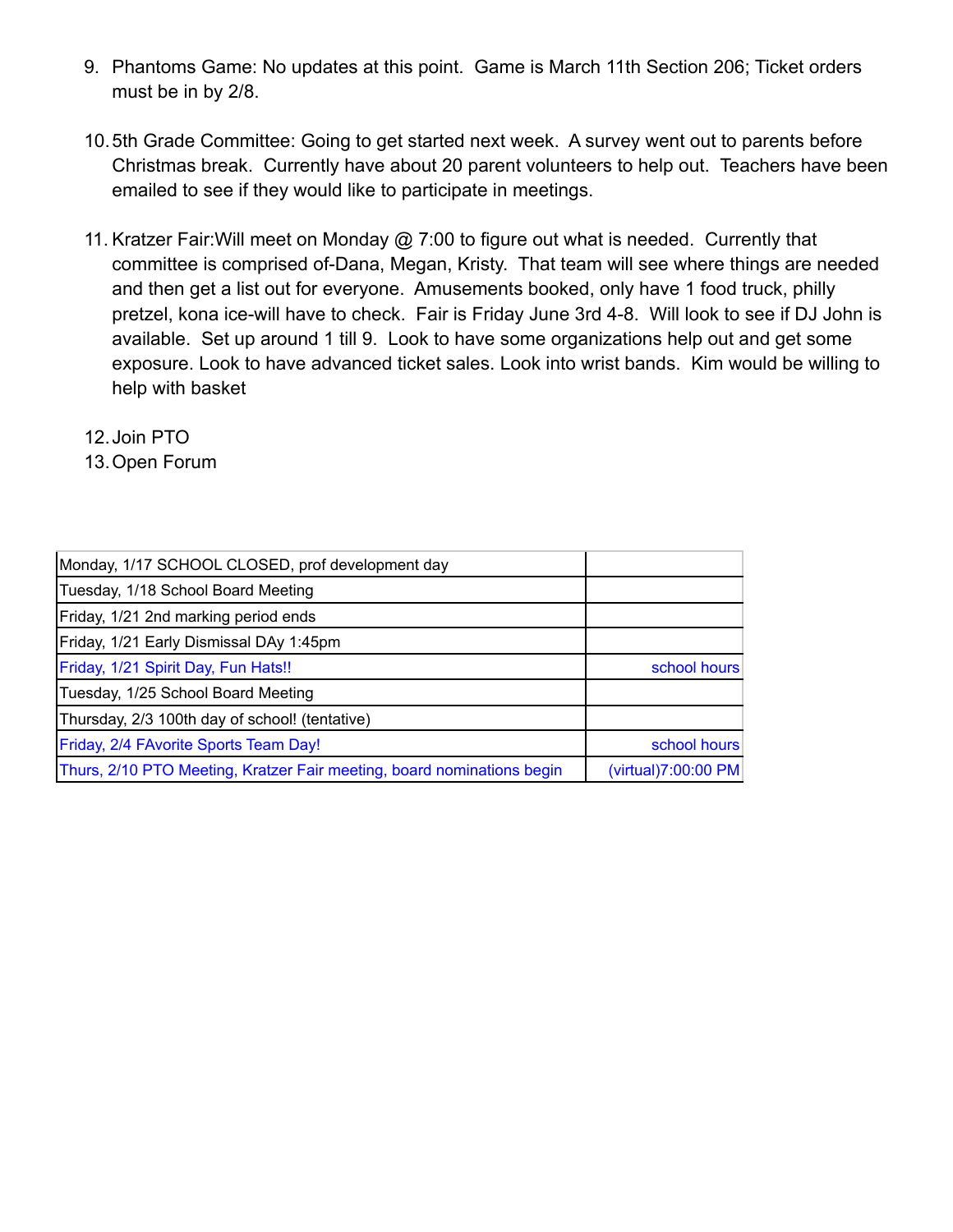9. Phantoms Game: No updates at this point.  Game is March 11th Section 206; Ticket orders must be in by 2/8.

10. 5th Grade Committee: Going to get started next week.  A survey went out to parents before Christmas break.  Currently have about 20 parent volunteers to help out.  Teachers have been emailed to see if they would like to participate in meetings.

11. Kratzer Fair:Will meet on Monday @ 7:00 to figure out what is needed.  Currently that committee is comprised of-Dana, Megan, Kristy.  That team will see where things are needed and then get a list out for everyone.  Amusements booked, only have 1 food truck, philly pretzel, kona ice-will have to check.  Fair is Friday June 3rd 4-8.  Will look to see if DJ John is available.  Set up around 1 till 9.  Look to have some organizations help out and get some exposure. Look to have advanced ticket sales. Look into wrist bands.  Kim would be willing to help with basket

12. Join PTO
13. Open Forum

| | |
|---|---|
| Monday, 1/17 SCHOOL CLOSED, prof development day | |
| Tuesday, 1/18 School Board Meeting | |
| Friday, 1/21 2nd marking period ends | |
| Friday, 1/21 Early Dismissal DAy 1:45pm | |
| Friday, 1/21 Spirit Day, Fun Hats!! | school hours |
| Tuesday, 1/25 School Board Meeting | |
| Thursday, 2/3 100th day of school! (tentative) | |
| Friday, 2/4 FAvorite Sports Team Day! | school hours |
| Thurs, 2/10 PTO Meeting, Kratzer Fair meeting, board nominations begin | (virtual)7:00:00 PM |